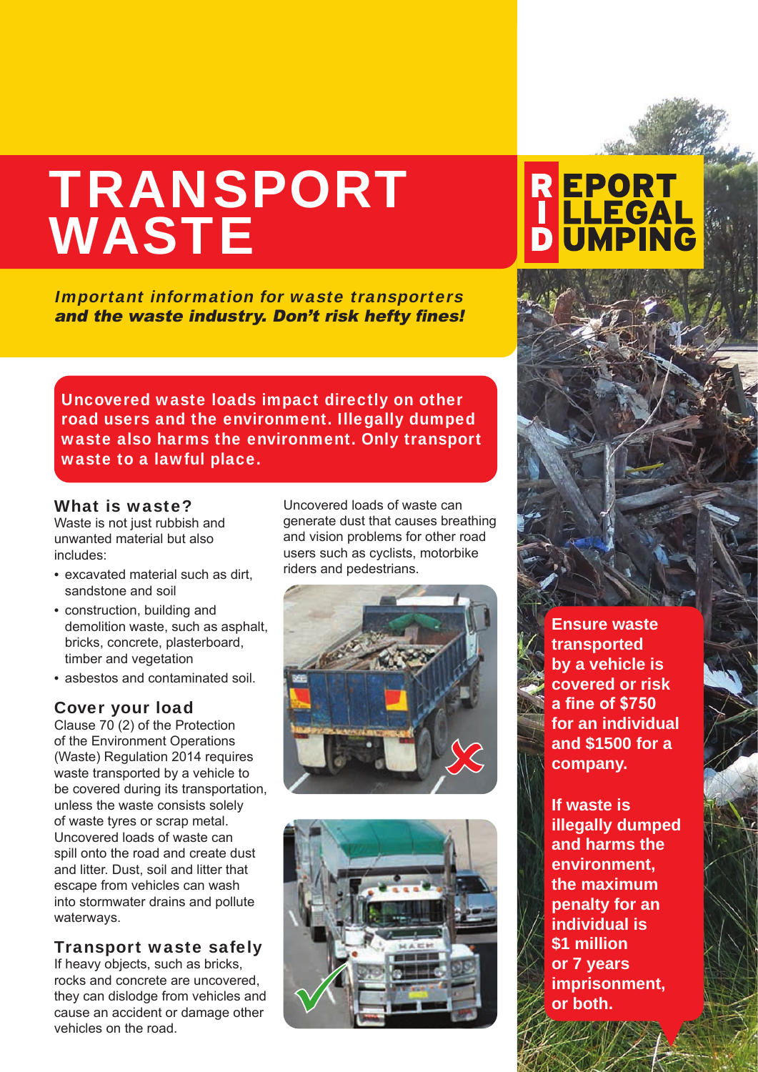# TRANSPORT WASTE

**REPORT ILLEGAL DUMPING**

***Important information for waste transporters and the waste industry. Don't risk hefty fines!***

**Uncovered waste loads impact directly on other road users and the environment. Illegally dumped waste also harms the environment. Only transport waste to a lawful place.**

## What is waste?

Waste is not just rubbish and unwanted material but also includes:

- excavated material such as dirt, sandstone and soil
- construction, building and demolition waste, such as asphalt, bricks, concrete, plasterboard, timber and vegetation
- asbestos and contaminated soil.

## Cover your load

Clause 70 (2) of the Protection of the Environment Operations (Waste) Regulation 2014 requires waste transported by a vehicle to be covered during its transportation, unless the waste consists solely of waste tyres or scrap metal. Uncovered loads of waste can spill onto the road and create dust and litter. Dust, soil and litter that escape from vehicles can wash into stormwater drains and pollute waterways.

## Transport waste safely

If heavy objects, such as bricks, rocks and concrete are uncovered, they can dislodge from vehicles and cause an accident or damage other vehicles on the road.

Uncovered loads of waste can generate dust that causes breathing and vision problems for other road users such as cyclists, motorbike riders and pedestrians.

**Ensure waste transported by a vehicle is covered or risk a fine of $750 for an individual and $1500 for a company.**

**If waste is illegally dumped and harms the environment, the maximum penalty for an individual is $1 million or 7 years imprisonment, or both.**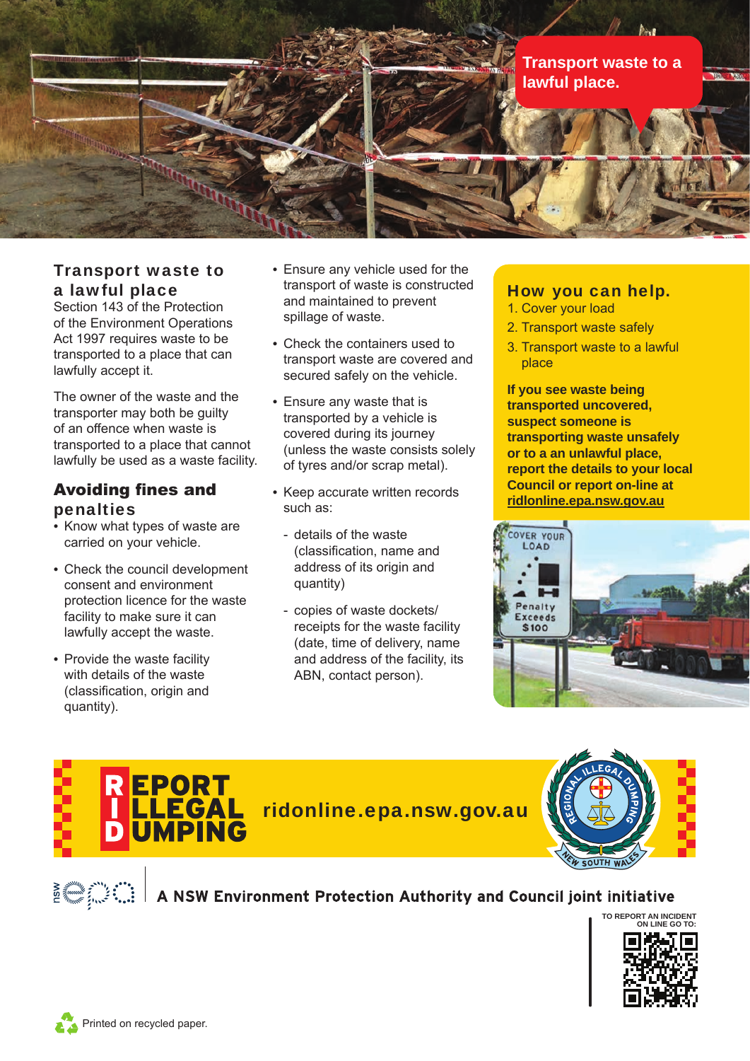Transport waste to a lawful place.

## Transport waste to a lawful place

Section 143 of the Protection of the Environment Operations Act 1997 requires waste to be transported to a place that can lawfully accept it.

The owner of the waste and the transporter may both be guilty of an offence when waste is transported to a place that cannot lawfully be used as a waste facility.

## Avoiding fines and penalties

- Know what types of waste are carried on your vehicle.
- Check the council development consent and environment protection licence for the waste facility to make sure it can lawfully accept the waste.
- Provide the waste facility with details of the waste (classification, origin and quantity).
- Ensure any vehicle used for the transport of waste is constructed and maintained to prevent spillage of waste.
- Check the containers used to transport waste are covered and secured safely on the vehicle.
- Ensure any waste that is transported by a vehicle is covered during its journey (unless the waste consists solely of tyres and/or scrap metal).
- Keep accurate written records such as:
  - details of the waste (classification, name and address of its origin and quantity)
  - copies of waste dockets/ receipts for the waste facility (date, time of delivery, name and address of the facility, its ABN, contact person).

## How you can help.

1. Cover your load
2. Transport waste safely
3. Transport waste to a lawful place

**If you see waste being transported uncovered, suspect someone is transporting waste unsafely or to a an unlawful place, report the details to your local Council or report on-line at ridlonline.epa.nsw.gov.au**

COVER YOUR LOAD

Penalty Exceeds $100

REPORT ILLEGAL DUMPING

ridonline.epa.nsw.gov.au

REGIONAL ILLEGAL DUMPING NEW SOUTH WALES

A NSW Environment Protection Authority and Council joint initiative

TO REPORT AN INCIDENT ON LINE GO TO:

Printed on recycled paper.